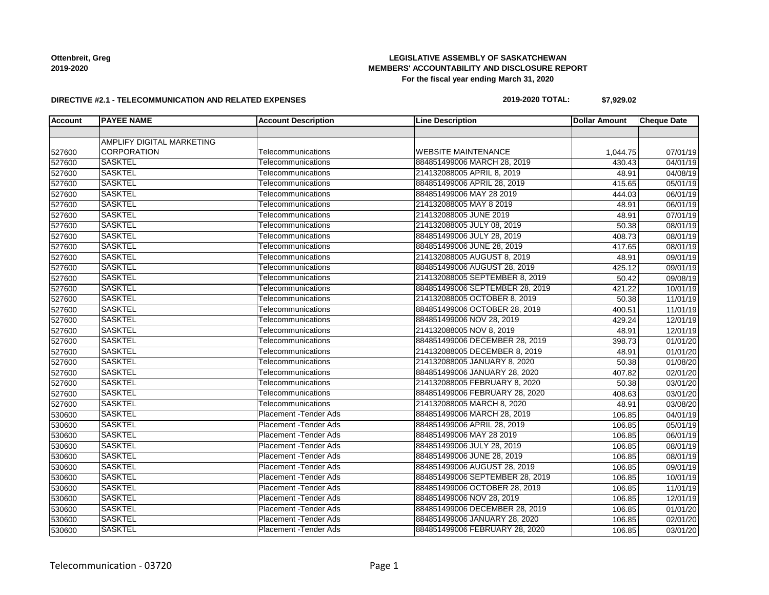**Ottenbreit, Greg**
**2019-2020**

**LEGISLATIVE ASSEMBLY OF SASKATCHEWAN**
**MEMBERS' ACCOUNTABILITY AND DISCLOSURE REPORT**
**For the fiscal year ending March 31, 2020**

**DIRECTIVE #2.1 - TELECOMMUNICATION AND RELATED EXPENSES**

**2019-2020 TOTAL: $7,929.02**

| Account | PAYEE NAME | Account Description | Line Description | Dollar Amount | Cheque Date |
|---|---|---|---|---|---|
| | | | | | |
| 527600 | AMPLIFY DIGITAL MARKETING CORPORATION | Telecommunications | WEBSITE MAINTENANCE | 1,044.75 | 07/01/19 |
| 527600 | SASKTEL | Telecommunications | 884851499006 MARCH 28, 2019 | 430.43 | 04/01/19 |
| 527600 | SASKTEL | Telecommunications | 214132088005 APRIL 8, 2019 | 48.91 | 04/08/19 |
| 527600 | SASKTEL | Telecommunications | 884851499006 APRIL 28, 2019 | 415.65 | 05/01/19 |
| 527600 | SASKTEL | Telecommunications | 884851499006 MAY 28 2019 | 444.03 | 06/01/19 |
| 527600 | SASKTEL | Telecommunications | 214132088005 MAY 8 2019 | 48.91 | 06/01/19 |
| 527600 | SASKTEL | Telecommunications | 214132088005 JUNE 2019 | 48.91 | 07/01/19 |
| 527600 | SASKTEL | Telecommunications | 214132088005 JULY 08, 2019 | 50.38 | 08/01/19 |
| 527600 | SASKTEL | Telecommunications | 884851499006 JULY 28, 2019 | 408.73 | 08/01/19 |
| 527600 | SASKTEL | Telecommunications | 884851499006 JUNE 28, 2019 | 417.65 | 08/01/19 |
| 527600 | SASKTEL | Telecommunications | 214132088005 AUGUST 8, 2019 | 48.91 | 09/01/19 |
| 527600 | SASKTEL | Telecommunications | 884851499006 AUGUST 28, 2019 | 425.12 | 09/01/19 |
| 527600 | SASKTEL | Telecommunications | 214132088005 SEPTEMBER 8, 2019 | 50.42 | 09/08/19 |
| 527600 | SASKTEL | Telecommunications | 884851499006 SEPTEMBER 28, 2019 | 421.22 | 10/01/19 |
| 527600 | SASKTEL | Telecommunications | 214132088005 OCTOBER 8, 2019 | 50.38 | 11/01/19 |
| 527600 | SASKTEL | Telecommunications | 884851499006 OCTOBER 28, 2019 | 400.51 | 11/01/19 |
| 527600 | SASKTEL | Telecommunications | 884851499006 NOV 28, 2019 | 429.24 | 12/01/19 |
| 527600 | SASKTEL | Telecommunications | 214132088005 NOV 8, 2019 | 48.91 | 12/01/19 |
| 527600 | SASKTEL | Telecommunications | 884851499006 DECEMBER 28, 2019 | 398.73 | 01/01/20 |
| 527600 | SASKTEL | Telecommunications | 214132088005 DECEMBER 8, 2019 | 48.91 | 01/01/20 |
| 527600 | SASKTEL | Telecommunications | 214132088005 JANUARY 8, 2020 | 50.38 | 01/08/20 |
| 527600 | SASKTEL | Telecommunications | 884851499006 JANUARY 28, 2020 | 407.82 | 02/01/20 |
| 527600 | SASKTEL | Telecommunications | 214132088005 FEBRUARY 8, 2020 | 50.38 | 03/01/20 |
| 527600 | SASKTEL | Telecommunications | 884851499006 FEBRUARY 28, 2020 | 408.63 | 03/01/20 |
| 527600 | SASKTEL | Telecommunications | 214132088005 MARCH 8, 2020 | 48.91 | 03/08/20 |
| 530600 | SASKTEL | Placement -Tender Ads | 884851499006 MARCH 28, 2019 | 106.85 | 04/01/19 |
| 530600 | SASKTEL | Placement -Tender Ads | 884851499006 APRIL 28, 2019 | 106.85 | 05/01/19 |
| 530600 | SASKTEL | Placement -Tender Ads | 884851499006 MAY 28 2019 | 106.85 | 06/01/19 |
| 530600 | SASKTEL | Placement -Tender Ads | 884851499006 JULY 28, 2019 | 106.85 | 08/01/19 |
| 530600 | SASKTEL | Placement -Tender Ads | 884851499006 JUNE 28, 2019 | 106.85 | 08/01/19 |
| 530600 | SASKTEL | Placement -Tender Ads | 884851499006 AUGUST 28, 2019 | 106.85 | 09/01/19 |
| 530600 | SASKTEL | Placement -Tender Ads | 884851499006 SEPTEMBER 28, 2019 | 106.85 | 10/01/19 |
| 530600 | SASKTEL | Placement -Tender Ads | 884851499006 OCTOBER 28, 2019 | 106.85 | 11/01/19 |
| 530600 | SASKTEL | Placement -Tender Ads | 884851499006 NOV 28, 2019 | 106.85 | 12/01/19 |
| 530600 | SASKTEL | Placement -Tender Ads | 884851499006 DECEMBER 28, 2019 | 106.85 | 01/01/20 |
| 530600 | SASKTEL | Placement -Tender Ads | 884851499006 JANUARY 28, 2020 | 106.85 | 02/01/20 |
| 530600 | SASKTEL | Placement -Tender Ads | 884851499006 FEBRUARY 28, 2020 | 106.85 | 03/01/20 |

Telecommunication - 03720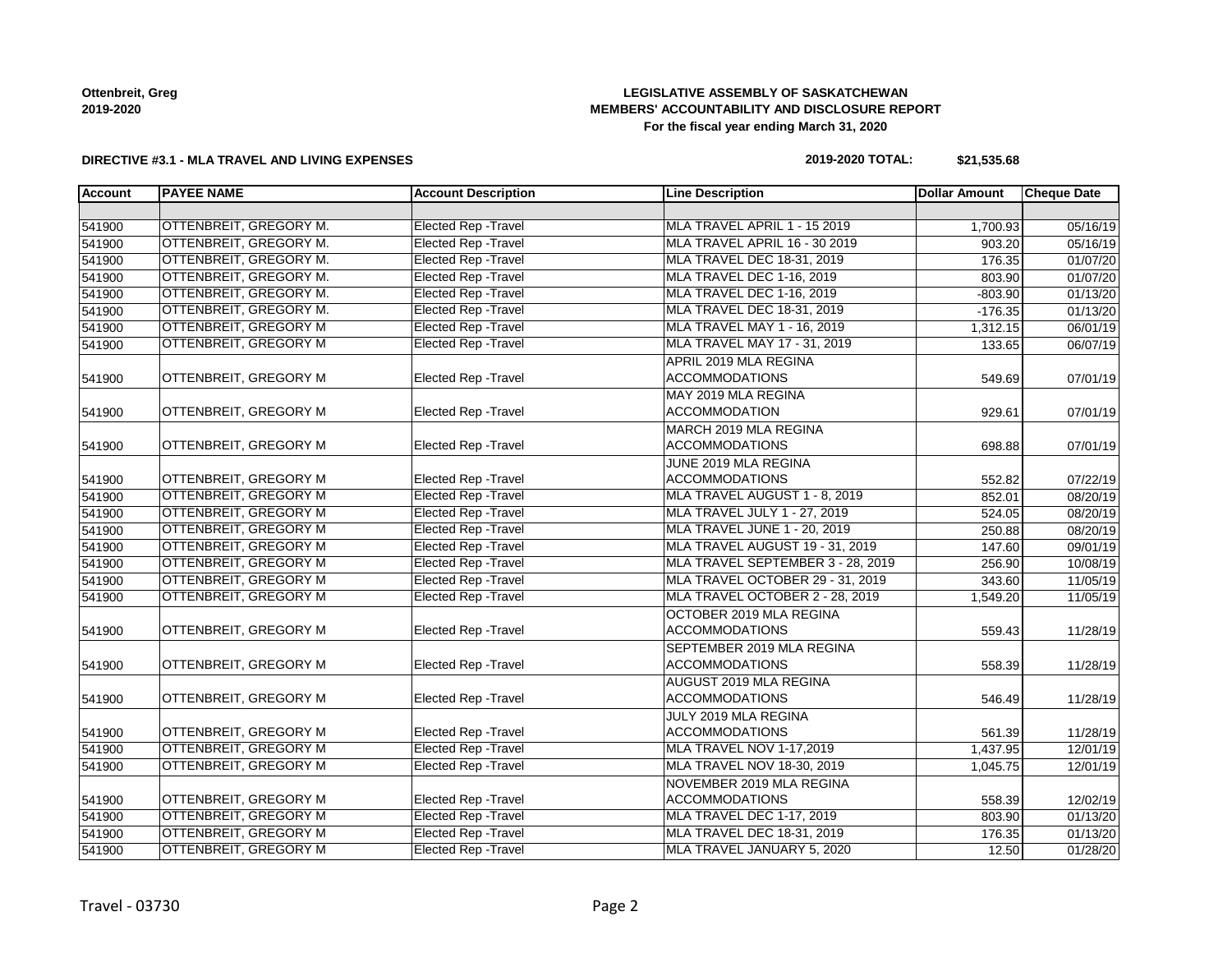**Ottenbreit, Greg**
**2019-2020**

**LEGISLATIVE ASSEMBLY OF SASKATCHEWAN**
**MEMBERS' ACCOUNTABILITY AND DISCLOSURE REPORT**
**For the fiscal year ending March 31, 2020**

**DIRECTIVE #3.1 - MLA TRAVEL AND LIVING EXPENSES**

**2019-2020 TOTAL: $21,535.68**

| Account | PAYEE NAME | Account Description | Line Description | Dollar Amount | Cheque Date |
|---|---|---|---|---|---|
| | | | | | |
| 541900 | OTTENBREIT, GREGORY M. | Elected Rep -Travel | MLA TRAVEL APRIL 1 - 15 2019 | 1,700.93 | 05/16/19 |
| 541900 | OTTENBREIT, GREGORY M. | Elected Rep -Travel | MLA TRAVEL APRIL 16 - 30 2019 | 903.20 | 05/16/19 |
| 541900 | OTTENBREIT, GREGORY M. | Elected Rep -Travel | MLA TRAVEL DEC 18-31, 2019 | 176.35 | 01/07/20 |
| 541900 | OTTENBREIT, GREGORY M. | Elected Rep -Travel | MLA TRAVEL DEC 1-16, 2019 | 803.90 | 01/07/20 |
| 541900 | OTTENBREIT, GREGORY M. | Elected Rep -Travel | MLA TRAVEL DEC 1-16, 2019 | -803.90 | 01/13/20 |
| 541900 | OTTENBREIT, GREGORY M. | Elected Rep -Travel | MLA TRAVEL DEC 18-31, 2019 | -176.35 | 01/13/20 |
| 541900 | OTTENBREIT, GREGORY M | Elected Rep -Travel | MLA TRAVEL MAY 1 - 16, 2019 | 1,312.15 | 06/01/19 |
| 541900 | OTTENBREIT, GREGORY M | Elected Rep -Travel | MLA TRAVEL MAY 17 - 31, 2019 | 133.65 | 06/07/19 |
| 541900 | OTTENBREIT, GREGORY M | Elected Rep -Travel | APRIL 2019 MLA REGINA ACCOMMODATIONS | 549.69 | 07/01/19 |
| 541900 | OTTENBREIT, GREGORY M | Elected Rep -Travel | MAY 2019 MLA REGINA ACCOMMODATION | 929.61 | 07/01/19 |
| 541900 | OTTENBREIT, GREGORY M | Elected Rep -Travel | MARCH 2019 MLA REGINA ACCOMMODATIONS | 698.88 | 07/01/19 |
| 541900 | OTTENBREIT, GREGORY M | Elected Rep -Travel | JUNE 2019 MLA REGINA ACCOMMODATIONS | 552.82 | 07/22/19 |
| 541900 | OTTENBREIT, GREGORY M | Elected Rep -Travel | MLA TRAVEL AUGUST 1 - 8, 2019 | 852.01 | 08/20/19 |
| 541900 | OTTENBREIT, GREGORY M | Elected Rep -Travel | MLA TRAVEL JULY 1 - 27, 2019 | 524.05 | 08/20/19 |
| 541900 | OTTENBREIT, GREGORY M | Elected Rep -Travel | MLA TRAVEL JUNE 1 - 20, 2019 | 250.88 | 08/20/19 |
| 541900 | OTTENBREIT, GREGORY M | Elected Rep -Travel | MLA TRAVEL AUGUST 19 - 31, 2019 | 147.60 | 09/01/19 |
| 541900 | OTTENBREIT, GREGORY M | Elected Rep -Travel | MLA TRAVEL SEPTEMBER 3 - 28, 2019 | 256.90 | 10/08/19 |
| 541900 | OTTENBREIT, GREGORY M | Elected Rep -Travel | MLA TRAVEL OCTOBER 29 - 31, 2019 | 343.60 | 11/05/19 |
| 541900 | OTTENBREIT, GREGORY M | Elected Rep -Travel | MLA TRAVEL OCTOBER 2 - 28, 2019 | 1,549.20 | 11/05/19 |
| 541900 | OTTENBREIT, GREGORY M | Elected Rep -Travel | OCTOBER 2019 MLA REGINA ACCOMMODATIONS | 559.43 | 11/28/19 |
| 541900 | OTTENBREIT, GREGORY M | Elected Rep -Travel | SEPTEMBER 2019 MLA REGINA ACCOMMODATIONS | 558.39 | 11/28/19 |
| 541900 | OTTENBREIT, GREGORY M | Elected Rep -Travel | AUGUST 2019 MLA REGINA ACCOMMODATIONS | 546.49 | 11/28/19 |
| 541900 | OTTENBREIT, GREGORY M | Elected Rep -Travel | JULY 2019 MLA REGINA ACCOMMODATIONS | 561.39 | 11/28/19 |
| 541900 | OTTENBREIT, GREGORY M | Elected Rep -Travel | MLA TRAVEL NOV 1-17,2019 | 1,437.95 | 12/01/19 |
| 541900 | OTTENBREIT, GREGORY M | Elected Rep -Travel | MLA TRAVEL NOV 18-30, 2019 | 1,045.75 | 12/01/19 |
| 541900 | OTTENBREIT, GREGORY M | Elected Rep -Travel | NOVEMBER 2019 MLA REGINA ACCOMMODATIONS | 558.39 | 12/02/19 |
| 541900 | OTTENBREIT, GREGORY M | Elected Rep -Travel | MLA TRAVEL DEC 1-17, 2019 | 803.90 | 01/13/20 |
| 541900 | OTTENBREIT, GREGORY M | Elected Rep -Travel | MLA TRAVEL DEC 18-31, 2019 | 176.35 | 01/13/20 |
| 541900 | OTTENBREIT, GREGORY M | Elected Rep -Travel | MLA TRAVEL JANUARY 5, 2020 | 12.50 | 01/28/20 |

Travel - 03730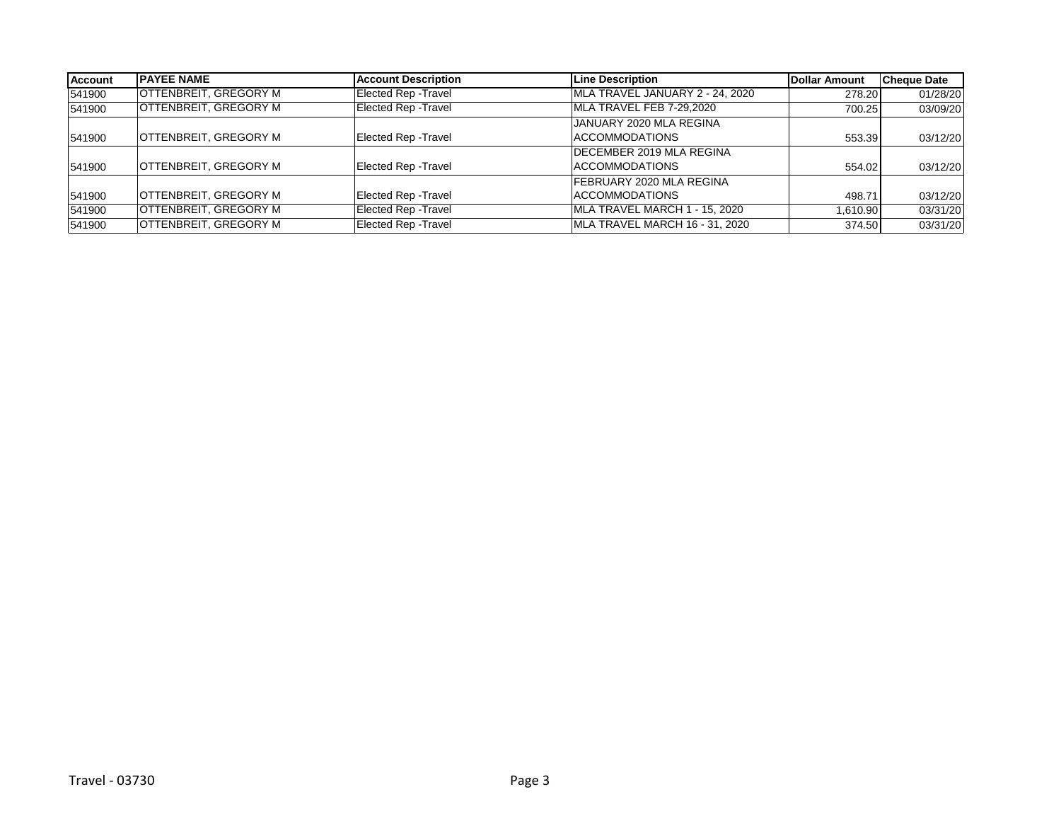| Account | PAYEE NAME | Account Description | Line Description | Dollar Amount | Cheque Date |
|---|---|---|---|---|---|
| 541900 | OTTENBREIT, GREGORY M | Elected Rep -Travel | MLA TRAVEL JANUARY 2 - 24, 2020 | 278.20 | 01/28/20 |
| 541900 | OTTENBREIT, GREGORY M | Elected Rep -Travel | MLA TRAVEL FEB 7-29,2020 | 700.25 | 03/09/20 |
| 541900 | OTTENBREIT, GREGORY M | Elected Rep -Travel | JANUARY 2020 MLA REGINA ACCOMMODATIONS | 553.39 | 03/12/20 |
| 541900 | OTTENBREIT, GREGORY M | Elected Rep -Travel | DECEMBER 2019 MLA REGINA ACCOMMODATIONS | 554.02 | 03/12/20 |
| 541900 | OTTENBREIT, GREGORY M | Elected Rep -Travel | FEBRUARY 2020 MLA REGINA ACCOMMODATIONS | 498.71 | 03/12/20 |
| 541900 | OTTENBREIT, GREGORY M | Elected Rep -Travel | MLA TRAVEL MARCH 1 - 15, 2020 | 1,610.90 | 03/31/20 |
| 541900 | OTTENBREIT, GREGORY M | Elected Rep -Travel | MLA TRAVEL MARCH 16 - 31, 2020 | 374.50 | 03/31/20 |

Travel - 03730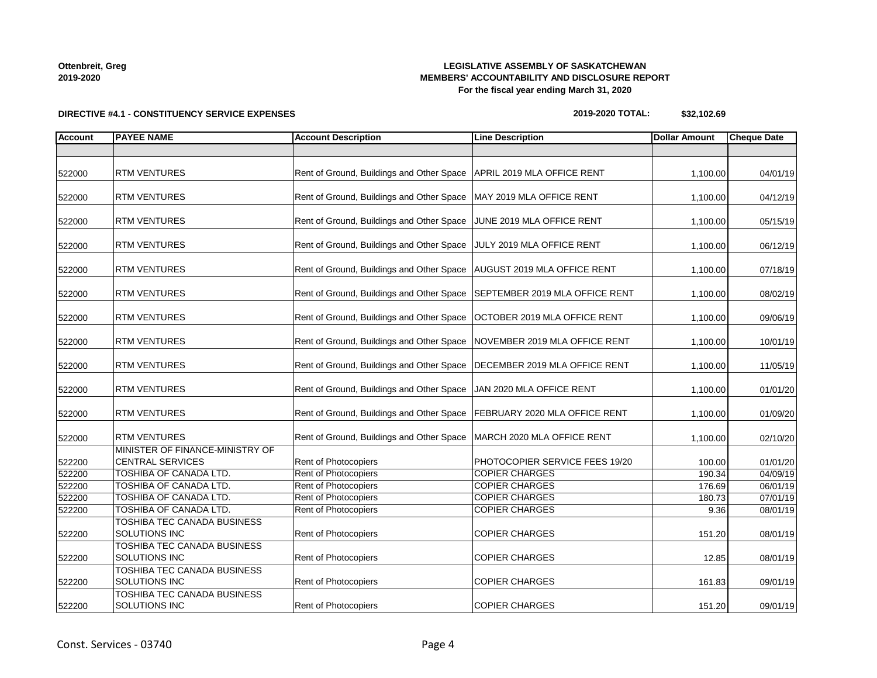**Ottenbreit, Greg**
**2019-2020**

**LEGISLATIVE ASSEMBLY OF SASKATCHEWAN**
**MEMBERS' ACCOUNTABILITY AND DISCLOSURE REPORT**
**For the fiscal year ending March 31, 2020**

**DIRECTIVE #4.1 - CONSTITUENCY SERVICE EXPENSES**

**2019-2020 TOTAL: $32,102.69**

| Account | PAYEE NAME | Account Description | Line Description | Dollar Amount | Cheque Date |
|---|---|---|---|---|---|
| | | | | | |
| 522000 | RTM VENTURES | Rent of Ground, Buildings and Other Space | APRIL 2019 MLA OFFICE RENT | 1,100.00 | 04/01/19 |
| 522000 | RTM VENTURES | Rent of Ground, Buildings and Other Space | MAY 2019 MLA OFFICE RENT | 1,100.00 | 04/12/19 |
| 522000 | RTM VENTURES | Rent of Ground, Buildings and Other Space | JUNE 2019 MLA OFFICE RENT | 1,100.00 | 05/15/19 |
| 522000 | RTM VENTURES | Rent of Ground, Buildings and Other Space | JULY 2019 MLA OFFICE RENT | 1,100.00 | 06/12/19 |
| 522000 | RTM VENTURES | Rent of Ground, Buildings and Other Space | AUGUST 2019 MLA OFFICE RENT | 1,100.00 | 07/18/19 |
| 522000 | RTM VENTURES | Rent of Ground, Buildings and Other Space | SEPTEMBER 2019 MLA OFFICE RENT | 1,100.00 | 08/02/19 |
| 522000 | RTM VENTURES | Rent of Ground, Buildings and Other Space | OCTOBER 2019 MLA OFFICE RENT | 1,100.00 | 09/06/19 |
| 522000 | RTM VENTURES | Rent of Ground, Buildings and Other Space | NOVEMBER 2019 MLA OFFICE RENT | 1,100.00 | 10/01/19 |
| 522000 | RTM VENTURES | Rent of Ground, Buildings and Other Space | DECEMBER 2019 MLA OFFICE RENT | 1,100.00 | 11/05/19 |
| 522000 | RTM VENTURES | Rent of Ground, Buildings and Other Space | JAN 2020 MLA OFFICE RENT | 1,100.00 | 01/01/20 |
| 522000 | RTM VENTURES | Rent of Ground, Buildings and Other Space | FEBRUARY 2020 MLA OFFICE RENT | 1,100.00 | 01/09/20 |
| 522000 | RTM VENTURES | Rent of Ground, Buildings and Other Space | MARCH 2020 MLA OFFICE RENT | 1,100.00 | 02/10/20 |
| 522200 | MINISTER OF FINANCE-MINISTRY OF CENTRAL SERVICES | Rent of Photocopiers | PHOTOCOPIER SERVICE FEES 19/20 | 100.00 | 01/01/20 |
| 522200 | TOSHIBA OF CANADA LTD. | Rent of Photocopiers | COPIER CHARGES | 190.34 | 04/09/19 |
| 522200 | TOSHIBA OF CANADA LTD. | Rent of Photocopiers | COPIER CHARGES | 176.69 | 06/01/19 |
| 522200 | TOSHIBA OF CANADA LTD. | Rent of Photocopiers | COPIER CHARGES | 180.73 | 07/01/19 |
| 522200 | TOSHIBA OF CANADA LTD. | Rent of Photocopiers | COPIER CHARGES | 9.36 | 08/01/19 |
| 522200 | TOSHIBA TEC CANADA BUSINESS SOLUTIONS INC | Rent of Photocopiers | COPIER CHARGES | 151.20 | 08/01/19 |
| 522200 | TOSHIBA TEC CANADA BUSINESS SOLUTIONS INC | Rent of Photocopiers | COPIER CHARGES | 12.85 | 08/01/19 |
| 522200 | TOSHIBA TEC CANADA BUSINESS SOLUTIONS INC | Rent of Photocopiers | COPIER CHARGES | 161.83 | 09/01/19 |
| 522200 | TOSHIBA TEC CANADA BUSINESS SOLUTIONS INC | Rent of Photocopiers | COPIER CHARGES | 151.20 | 09/01/19 |

Const. Services - 03740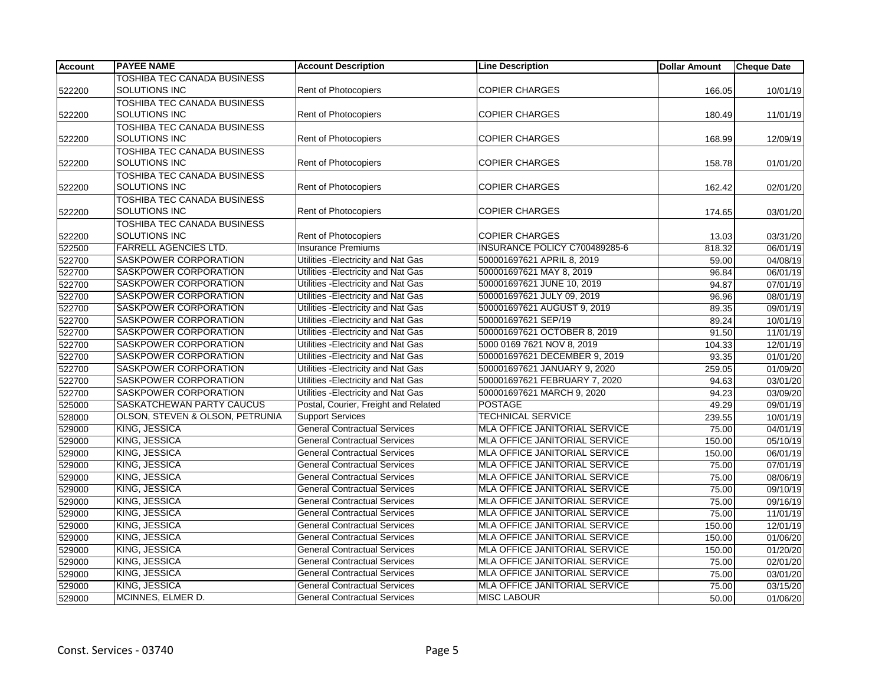| Account | PAYEE NAME | Account Description | Line Description | Dollar Amount | Cheque Date |
|---|---|---|---|---|---|
| 522200 | TOSHIBA TEC CANADA BUSINESS SOLUTIONS INC | Rent of Photocopiers | COPIER CHARGES | 166.05 | 10/01/19 |
| 522200 | TOSHIBA TEC CANADA BUSINESS SOLUTIONS INC | Rent of Photocopiers | COPIER CHARGES | 180.49 | 11/01/19 |
| 522200 | TOSHIBA TEC CANADA BUSINESS SOLUTIONS INC | Rent of Photocopiers | COPIER CHARGES | 168.99 | 12/09/19 |
| 522200 | TOSHIBA TEC CANADA BUSINESS SOLUTIONS INC | Rent of Photocopiers | COPIER CHARGES | 158.78 | 01/01/20 |
| 522200 | TOSHIBA TEC CANADA BUSINESS SOLUTIONS INC | Rent of Photocopiers | COPIER CHARGES | 162.42 | 02/01/20 |
| 522200 | TOSHIBA TEC CANADA BUSINESS SOLUTIONS INC | Rent of Photocopiers | COPIER CHARGES | 174.65 | 03/01/20 |
| 522200 | TOSHIBA TEC CANADA BUSINESS SOLUTIONS INC | Rent of Photocopiers | COPIER CHARGES | 13.03 | 03/31/20 |
| 522500 | FARRELL AGENCIES LTD. | Insurance Premiums | INSURANCE POLICY C700489285-6 | 818.32 | 06/01/19 |
| 522700 | SASKPOWER CORPORATION | Utilities -Electricity and Nat Gas | 500001697621 APRIL 8, 2019 | 59.00 | 04/08/19 |
| 522700 | SASKPOWER CORPORATION | Utilities -Electricity and Nat Gas | 500001697621 MAY 8, 2019 | 96.84 | 06/01/19 |
| 522700 | SASKPOWER CORPORATION | Utilities -Electricity and Nat Gas | 500001697621 JUNE 10, 2019 | 94.87 | 07/01/19 |
| 522700 | SASKPOWER CORPORATION | Utilities -Electricity and Nat Gas | 500001697621 JULY 09, 2019 | 96.96 | 08/01/19 |
| 522700 | SASKPOWER CORPORATION | Utilities -Electricity and Nat Gas | 500001697621 AUGUST 9, 2019 | 89.35 | 09/01/19 |
| 522700 | SASKPOWER CORPORATION | Utilities -Electricity and Nat Gas | 500001697621 SEP/19 | 89.24 | 10/01/19 |
| 522700 | SASKPOWER CORPORATION | Utilities -Electricity and Nat Gas | 500001697621 OCTOBER 8, 2019 | 91.50 | 11/01/19 |
| 522700 | SASKPOWER CORPORATION | Utilities -Electricity and Nat Gas | 5000 0169 7621 NOV 8, 2019 | 104.33 | 12/01/19 |
| 522700 | SASKPOWER CORPORATION | Utilities -Electricity and Nat Gas | 500001697621 DECEMBER 9, 2019 | 93.35 | 01/01/20 |
| 522700 | SASKPOWER CORPORATION | Utilities -Electricity and Nat Gas | 500001697621 JANUARY 9, 2020 | 259.05 | 01/09/20 |
| 522700 | SASKPOWER CORPORATION | Utilities -Electricity and Nat Gas | 500001697621 FEBRUARY 7, 2020 | 94.63 | 03/01/20 |
| 522700 | SASKPOWER CORPORATION | Utilities -Electricity and Nat Gas | 500001697621 MARCH 9, 2020 | 94.23 | 03/09/20 |
| 525000 | SASKATCHEWAN PARTY CAUCUS | Postal, Courier, Freight and Related | POSTAGE | 49.29 | 09/01/19 |
| 528000 | OLSON, STEVEN & OLSON, PETRUNIA | Support Services | TECHNICAL SERVICE | 239.55 | 10/01/19 |
| 529000 | KING, JESSICA | General Contractual Services | MLA OFFICE JANITORIAL SERVICE | 75.00 | 04/01/19 |
| 529000 | KING, JESSICA | General Contractual Services | MLA OFFICE JANITORIAL SERVICE | 150.00 | 05/10/19 |
| 529000 | KING, JESSICA | General Contractual Services | MLA OFFICE JANITORIAL SERVICE | 150.00 | 06/01/19 |
| 529000 | KING, JESSICA | General Contractual Services | MLA OFFICE JANITORIAL SERVICE | 75.00 | 07/01/19 |
| 529000 | KING, JESSICA | General Contractual Services | MLA OFFICE JANITORIAL SERVICE | 75.00 | 08/06/19 |
| 529000 | KING, JESSICA | General Contractual Services | MLA OFFICE JANITORIAL SERVICE | 75.00 | 09/10/19 |
| 529000 | KING, JESSICA | General Contractual Services | MLA OFFICE JANITORIAL SERVICE | 75.00 | 09/16/19 |
| 529000 | KING, JESSICA | General Contractual Services | MLA OFFICE JANITORIAL SERVICE | 75.00 | 11/01/19 |
| 529000 | KING, JESSICA | General Contractual Services | MLA OFFICE JANITORIAL SERVICE | 150.00 | 12/01/19 |
| 529000 | KING, JESSICA | General Contractual Services | MLA OFFICE JANITORIAL SERVICE | 150.00 | 01/06/20 |
| 529000 | KING, JESSICA | General Contractual Services | MLA OFFICE JANITORIAL SERVICE | 150.00 | 01/20/20 |
| 529000 | KING, JESSICA | General Contractual Services | MLA OFFICE JANITORIAL SERVICE | 75.00 | 02/01/20 |
| 529000 | KING, JESSICA | General Contractual Services | MLA OFFICE JANITORIAL SERVICE | 75.00 | 03/01/20 |
| 529000 | KING, JESSICA | General Contractual Services | MLA OFFICE JANITORIAL SERVICE | 75.00 | 03/15/20 |
| 529000 | MCINNES, ELMER D. | General Contractual Services | MISC LABOUR | 50.00 | 01/06/20 |

Const. Services - 03740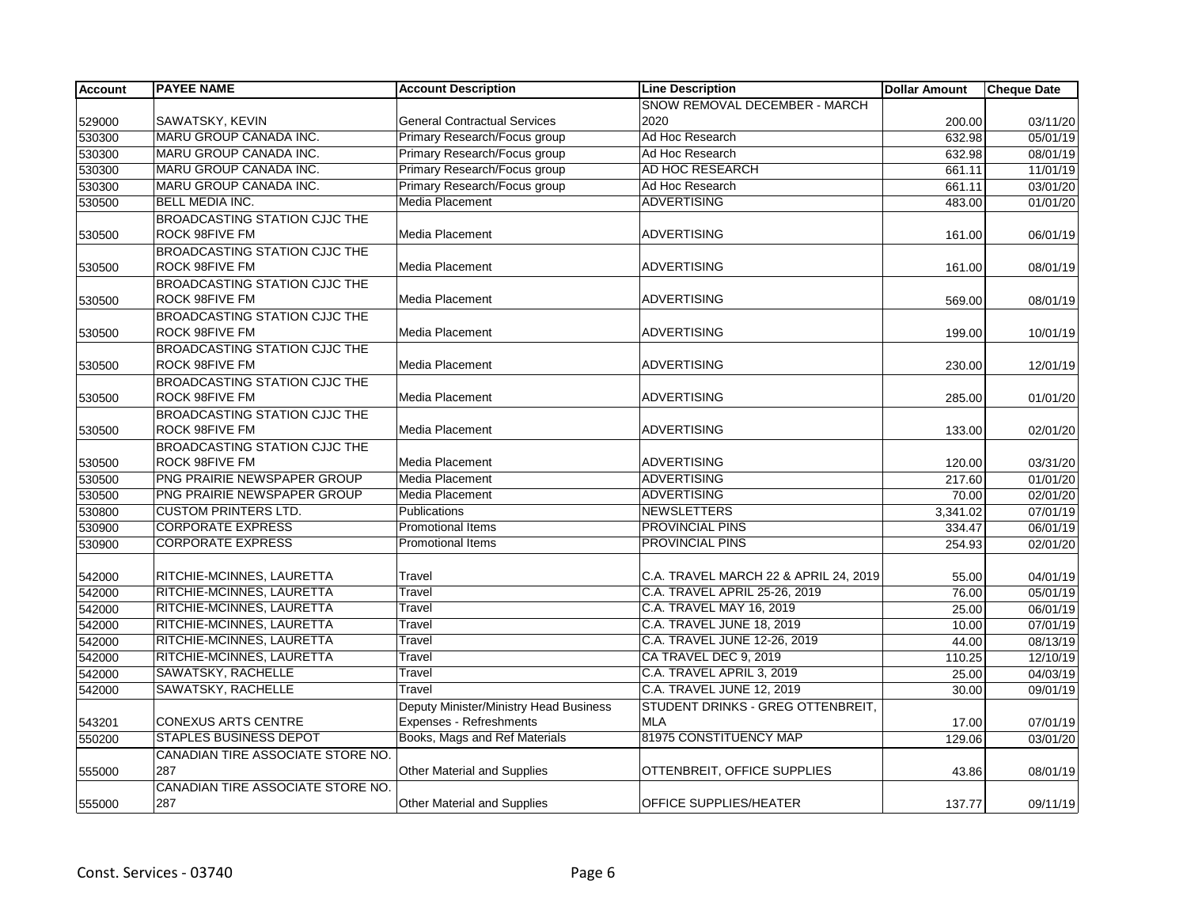| Account | PAYEE NAME | Account Description | Line Description | Dollar Amount | Cheque Date |
|---|---|---|---|---|---|
| 529000 | SAWATSKY, KEVIN | General Contractual Services | SNOW REMOVAL DECEMBER - MARCH 2020 | 200.00 | 03/11/20 |
| 530300 | MARU GROUP CANADA INC. | Primary Research/Focus group | Ad Hoc Research | 632.98 | 05/01/19 |
| 530300 | MARU GROUP CANADA INC. | Primary Research/Focus group | Ad Hoc Research | 632.98 | 08/01/19 |
| 530300 | MARU GROUP CANADA INC. | Primary Research/Focus group | AD HOC RESEARCH | 661.11 | 11/01/19 |
| 530300 | MARU GROUP CANADA INC. | Primary Research/Focus group | Ad Hoc Research | 661.11 | 03/01/20 |
| 530500 | BELL MEDIA INC. | Media Placement | ADVERTISING | 483.00 | 01/01/20 |
| 530500 | BROADCASTING STATION CJJC THE ROCK 98FIVE FM | Media Placement | ADVERTISING | 161.00 | 06/01/19 |
| 530500 | BROADCASTING STATION CJJC THE ROCK 98FIVE FM | Media Placement | ADVERTISING | 161.00 | 08/01/19 |
| 530500 | BROADCASTING STATION CJJC THE ROCK 98FIVE FM | Media Placement | ADVERTISING | 569.00 | 08/01/19 |
| 530500 | BROADCASTING STATION CJJC THE ROCK 98FIVE FM | Media Placement | ADVERTISING | 199.00 | 10/01/19 |
| 530500 | BROADCASTING STATION CJJC THE ROCK 98FIVE FM | Media Placement | ADVERTISING | 230.00 | 12/01/19 |
| 530500 | BROADCASTING STATION CJJC THE ROCK 98FIVE FM | Media Placement | ADVERTISING | 285.00 | 01/01/20 |
| 530500 | BROADCASTING STATION CJJC THE ROCK 98FIVE FM | Media Placement | ADVERTISING | 133.00 | 02/01/20 |
| 530500 | BROADCASTING STATION CJJC THE ROCK 98FIVE FM | Media Placement | ADVERTISING | 120.00 | 03/31/20 |
| 530500 | PNG PRAIRIE NEWSPAPER GROUP | Media Placement | ADVERTISING | 217.60 | 01/01/20 |
| 530500 | PNG PRAIRIE NEWSPAPER GROUP | Media Placement | ADVERTISING | 70.00 | 02/01/20 |
| 530800 | CUSTOM PRINTERS LTD. | Publications | NEWSLETTERS | 3,341.02 | 07/01/19 |
| 530900 | CORPORATE EXPRESS | Promotional Items | PROVINCIAL PINS | 334.47 | 06/01/19 |
| 530900 | CORPORATE EXPRESS | Promotional Items | PROVINCIAL PINS | 254.93 | 02/01/20 |
| 542000 | RITCHIE-MCINNES, LAURETTA | Travel | C.A. TRAVEL MARCH 22 & APRIL 24, 2019 | 55.00 | 04/01/19 |
| 542000 | RITCHIE-MCINNES, LAURETTA | Travel | C.A. TRAVEL APRIL 25-26, 2019 | 76.00 | 05/01/19 |
| 542000 | RITCHIE-MCINNES, LAURETTA | Travel | C.A. TRAVEL MAY 16, 2019 | 25.00 | 06/01/19 |
| 542000 | RITCHIE-MCINNES, LAURETTA | Travel | C.A. TRAVEL JUNE 18, 2019 | 10.00 | 07/01/19 |
| 542000 | RITCHIE-MCINNES, LAURETTA | Travel | C.A. TRAVEL JUNE 12-26, 2019 | 44.00 | 08/13/19 |
| 542000 | RITCHIE-MCINNES, LAURETTA | Travel | CA TRAVEL DEC 9, 2019 | 110.25 | 12/10/19 |
| 542000 | SAWATSKY, RACHELLE | Travel | C.A. TRAVEL APRIL 3, 2019 | 25.00 | 04/03/19 |
| 542000 | SAWATSKY, RACHELLE | Travel | C.A. TRAVEL JUNE 12, 2019 | 30.00 | 09/01/19 |
| 543201 | CONEXUS ARTS CENTRE | Deputy Minister/Ministry Head Business Expenses - Refreshments | STUDENT DRINKS - GREG OTTENBREIT, MLA | 17.00 | 07/01/19 |
| 550200 | STAPLES BUSINESS DEPOT | Books, Mags and Ref Materials | 81975 CONSTITUENCY MAP | 129.06 | 03/01/20 |
| 555000 | CANADIAN TIRE ASSOCIATE STORE NO. 287 | Other Material and Supplies | OTTENBREIT, OFFICE SUPPLIES | 43.86 | 08/01/19 |
| 555000 | CANADIAN TIRE ASSOCIATE STORE NO. 287 | Other Material and Supplies | OFFICE SUPPLIES/HEATER | 137.77 | 09/11/19 |

Const. Services - 03740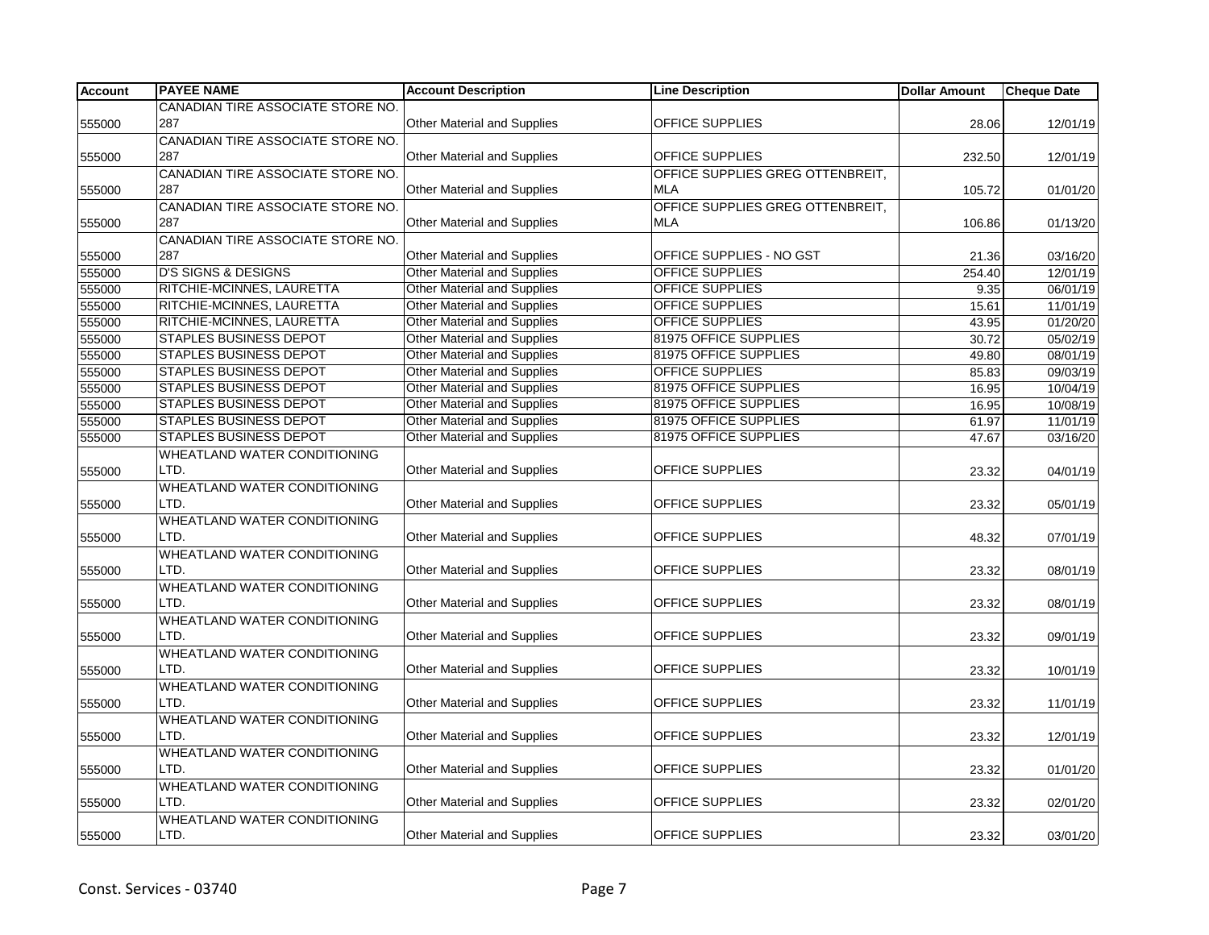| Account | PAYEE NAME | Account Description | Line Description | Dollar Amount | Cheque Date |
|---|---|---|---|---|---|
| 555000 | CANADIAN TIRE ASSOCIATE STORE NO. 287 | Other Material and Supplies | OFFICE SUPPLIES | 28.06 | 12/01/19 |
| 555000 | CANADIAN TIRE ASSOCIATE STORE NO. 287 | Other Material and Supplies | OFFICE SUPPLIES | 232.50 | 12/01/19 |
| 555000 | CANADIAN TIRE ASSOCIATE STORE NO. 287 | Other Material and Supplies | OFFICE SUPPLIES GREG OTTENBREIT, MLA | 105.72 | 01/01/20 |
| 555000 | CANADIAN TIRE ASSOCIATE STORE NO. 287 | Other Material and Supplies | OFFICE SUPPLIES GREG OTTENBREIT, MLA | 106.86 | 01/13/20 |
| 555000 | CANADIAN TIRE ASSOCIATE STORE NO. 287 | Other Material and Supplies | OFFICE SUPPLIES - NO GST | 21.36 | 03/16/20 |
| 555000 | D'S SIGNS & DESIGNS | Other Material and Supplies | OFFICE SUPPLIES | 254.40 | 12/01/19 |
| 555000 | RITCHIE-MCINNES, LAURETTA | Other Material and Supplies | OFFICE SUPPLIES | 9.35 | 06/01/19 |
| 555000 | RITCHIE-MCINNES, LAURETTA | Other Material and Supplies | OFFICE SUPPLIES | 15.61 | 11/01/19 |
| 555000 | RITCHIE-MCINNES, LAURETTA | Other Material and Supplies | OFFICE SUPPLIES | 43.95 | 01/20/20 |
| 555000 | STAPLES BUSINESS DEPOT | Other Material and Supplies | 81975 OFFICE SUPPLIES | 30.72 | 05/02/19 |
| 555000 | STAPLES BUSINESS DEPOT | Other Material and Supplies | 81975 OFFICE SUPPLIES | 49.80 | 08/01/19 |
| 555000 | STAPLES BUSINESS DEPOT | Other Material and Supplies | OFFICE SUPPLIES | 85.83 | 09/03/19 |
| 555000 | STAPLES BUSINESS DEPOT | Other Material and Supplies | 81975 OFFICE SUPPLIES | 16.95 | 10/04/19 |
| 555000 | STAPLES BUSINESS DEPOT | Other Material and Supplies | 81975 OFFICE SUPPLIES | 16.95 | 10/08/19 |
| 555000 | STAPLES BUSINESS DEPOT | Other Material and Supplies | 81975 OFFICE SUPPLIES | 61.97 | 11/01/19 |
| 555000 | STAPLES BUSINESS DEPOT | Other Material and Supplies | 81975 OFFICE SUPPLIES | 47.67 | 03/16/20 |
| 555000 | WHEATLAND WATER CONDITIONING LTD. | Other Material and Supplies | OFFICE SUPPLIES | 23.32 | 04/01/19 |
| 555000 | WHEATLAND WATER CONDITIONING LTD. | Other Material and Supplies | OFFICE SUPPLIES | 23.32 | 05/01/19 |
| 555000 | WHEATLAND WATER CONDITIONING LTD. | Other Material and Supplies | OFFICE SUPPLIES | 48.32 | 07/01/19 |
| 555000 | WHEATLAND WATER CONDITIONING LTD. | Other Material and Supplies | OFFICE SUPPLIES | 23.32 | 08/01/19 |
| 555000 | WHEATLAND WATER CONDITIONING LTD. | Other Material and Supplies | OFFICE SUPPLIES | 23.32 | 08/01/19 |
| 555000 | WHEATLAND WATER CONDITIONING LTD. | Other Material and Supplies | OFFICE SUPPLIES | 23.32 | 09/01/19 |
| 555000 | WHEATLAND WATER CONDITIONING LTD. | Other Material and Supplies | OFFICE SUPPLIES | 23.32 | 10/01/19 |
| 555000 | WHEATLAND WATER CONDITIONING LTD. | Other Material and Supplies | OFFICE SUPPLIES | 23.32 | 11/01/19 |
| 555000 | WHEATLAND WATER CONDITIONING LTD. | Other Material and Supplies | OFFICE SUPPLIES | 23.32 | 12/01/19 |
| 555000 | WHEATLAND WATER CONDITIONING LTD. | Other Material and Supplies | OFFICE SUPPLIES | 23.32 | 01/01/20 |
| 555000 | WHEATLAND WATER CONDITIONING LTD. | Other Material and Supplies | OFFICE SUPPLIES | 23.32 | 02/01/20 |
| 555000 | WHEATLAND WATER CONDITIONING LTD. | Other Material and Supplies | OFFICE SUPPLIES | 23.32 | 03/01/20 |

Const. Services - 03740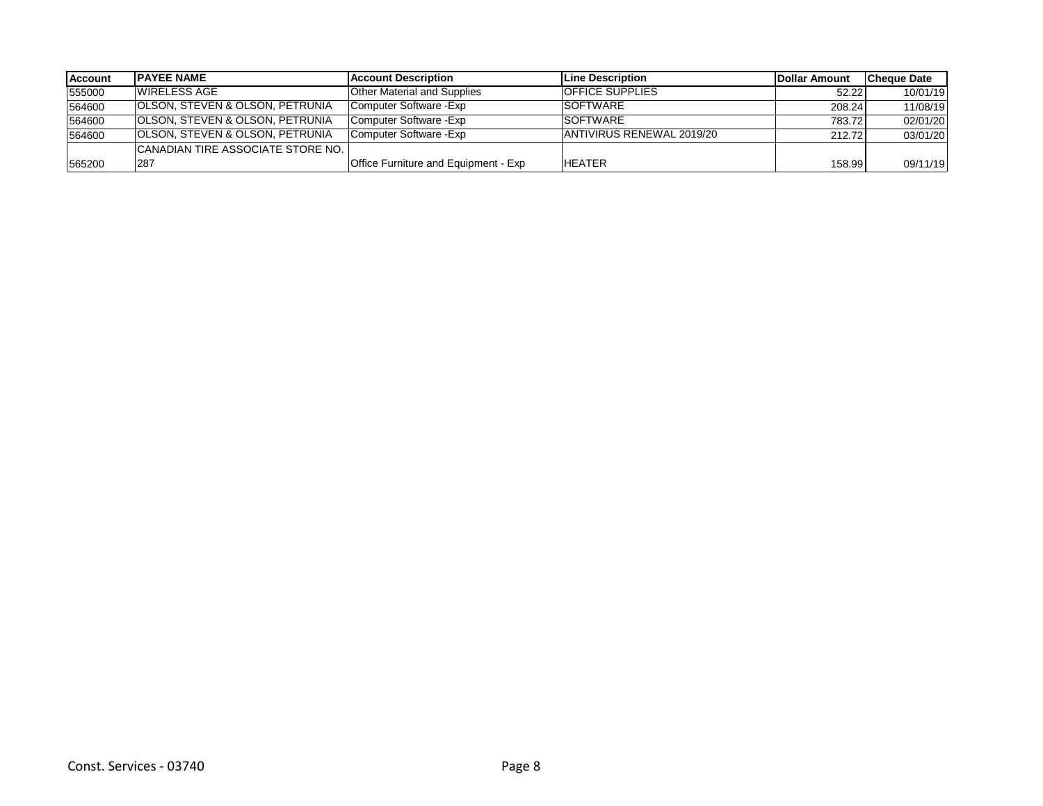| Account | PAYEE NAME | Account Description | Line Description | Dollar Amount | Cheque Date |
|---|---|---|---|---|---|
| 555000 | WIRELESS AGE | Other Material and Supplies | OFFICE SUPPLIES | 52.22 | 10/01/19 |
| 564600 | OLSON, STEVEN & OLSON, PETRUNIA | Computer Software -Exp | SOFTWARE | 208.24 | 11/08/19 |
| 564600 | OLSON, STEVEN & OLSON, PETRUNIA | Computer Software -Exp | SOFTWARE | 783.72 | 02/01/20 |
| 564600 | OLSON, STEVEN & OLSON, PETRUNIA | Computer Software -Exp | ANTIVIRUS RENEWAL 2019/20 | 212.72 | 03/01/20 |
| 565200 | CANADIAN TIRE ASSOCIATE STORE NO. 287 | Office Furniture and Equipment - Exp | HEATER | 158.99 | 09/11/19 |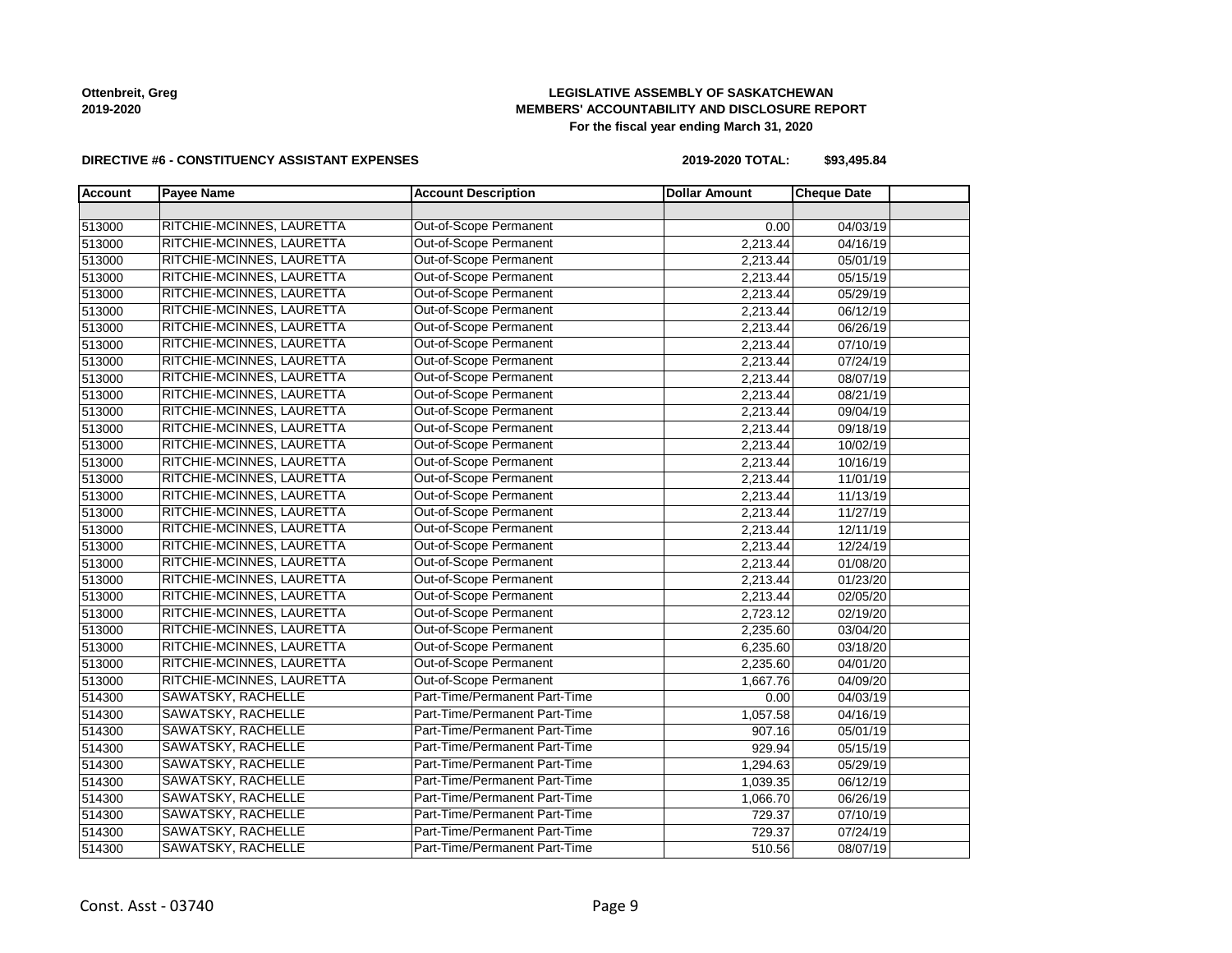**Ottenbreit, Greg**
**2019-2020**

**LEGISLATIVE ASSEMBLY OF SASKATCHEWAN**
**MEMBERS' ACCOUNTABILITY AND DISCLOSURE REPORT**
**For the fiscal year ending March 31, 2020**

**DIRECTIVE #6 - CONSTITUENCY ASSISTANT EXPENSES**

**2019-2020 TOTAL: $93,495.84**

| Account | Payee Name | Account Description | Dollar Amount | Cheque Date | |
|---|---|---|---|---|---|
| | | | | | |
| 513000 | RITCHIE-MCINNES, LAURETTA | Out-of-Scope Permanent | 0.00 | 04/03/19 | |
| 513000 | RITCHIE-MCINNES, LAURETTA | Out-of-Scope Permanent | 2,213.44 | 04/16/19 | |
| 513000 | RITCHIE-MCINNES, LAURETTA | Out-of-Scope Permanent | 2,213.44 | 05/01/19 | |
| 513000 | RITCHIE-MCINNES, LAURETTA | Out-of-Scope Permanent | 2,213.44 | 05/15/19 | |
| 513000 | RITCHIE-MCINNES, LAURETTA | Out-of-Scope Permanent | 2,213.44 | 05/29/19 | |
| 513000 | RITCHIE-MCINNES, LAURETTA | Out-of-Scope Permanent | 2,213.44 | 06/12/19 | |
| 513000 | RITCHIE-MCINNES, LAURETTA | Out-of-Scope Permanent | 2,213.44 | 06/26/19 | |
| 513000 | RITCHIE-MCINNES, LAURETTA | Out-of-Scope Permanent | 2,213.44 | 07/10/19 | |
| 513000 | RITCHIE-MCINNES, LAURETTA | Out-of-Scope Permanent | 2,213.44 | 07/24/19 | |
| 513000 | RITCHIE-MCINNES, LAURETTA | Out-of-Scope Permanent | 2,213.44 | 08/07/19 | |
| 513000 | RITCHIE-MCINNES, LAURETTA | Out-of-Scope Permanent | 2,213.44 | 08/21/19 | |
| 513000 | RITCHIE-MCINNES, LAURETTA | Out-of-Scope Permanent | 2,213.44 | 09/04/19 | |
| 513000 | RITCHIE-MCINNES, LAURETTA | Out-of-Scope Permanent | 2,213.44 | 09/18/19 | |
| 513000 | RITCHIE-MCINNES, LAURETTA | Out-of-Scope Permanent | 2,213.44 | 10/02/19 | |
| 513000 | RITCHIE-MCINNES, LAURETTA | Out-of-Scope Permanent | 2,213.44 | 10/16/19 | |
| 513000 | RITCHIE-MCINNES, LAURETTA | Out-of-Scope Permanent | 2,213.44 | 11/01/19 | |
| 513000 | RITCHIE-MCINNES, LAURETTA | Out-of-Scope Permanent | 2,213.44 | 11/13/19 | |
| 513000 | RITCHIE-MCINNES, LAURETTA | Out-of-Scope Permanent | 2,213.44 | 11/27/19 | |
| 513000 | RITCHIE-MCINNES, LAURETTA | Out-of-Scope Permanent | 2,213.44 | 12/11/19 | |
| 513000 | RITCHIE-MCINNES, LAURETTA | Out-of-Scope Permanent | 2,213.44 | 12/24/19 | |
| 513000 | RITCHIE-MCINNES, LAURETTA | Out-of-Scope Permanent | 2,213.44 | 01/08/20 | |
| 513000 | RITCHIE-MCINNES, LAURETTA | Out-of-Scope Permanent | 2,213.44 | 01/23/20 | |
| 513000 | RITCHIE-MCINNES, LAURETTA | Out-of-Scope Permanent | 2,213.44 | 02/05/20 | |
| 513000 | RITCHIE-MCINNES, LAURETTA | Out-of-Scope Permanent | 2,723.12 | 02/19/20 | |
| 513000 | RITCHIE-MCINNES, LAURETTA | Out-of-Scope Permanent | 2,235.60 | 03/04/20 | |
| 513000 | RITCHIE-MCINNES, LAURETTA | Out-of-Scope Permanent | 6,235.60 | 03/18/20 | |
| 513000 | RITCHIE-MCINNES, LAURETTA | Out-of-Scope Permanent | 2,235.60 | 04/01/20 | |
| 513000 | RITCHIE-MCINNES, LAURETTA | Out-of-Scope Permanent | 1,667.76 | 04/09/20 | |
| 514300 | SAWATSKY, RACHELLE | Part-Time/Permanent Part-Time | 0.00 | 04/03/19 | |
| 514300 | SAWATSKY, RACHELLE | Part-Time/Permanent Part-Time | 1,057.58 | 04/16/19 | |
| 514300 | SAWATSKY, RACHELLE | Part-Time/Permanent Part-Time | 907.16 | 05/01/19 | |
| 514300 | SAWATSKY, RACHELLE | Part-Time/Permanent Part-Time | 929.94 | 05/15/19 | |
| 514300 | SAWATSKY, RACHELLE | Part-Time/Permanent Part-Time | 1,294.63 | 05/29/19 | |
| 514300 | SAWATSKY, RACHELLE | Part-Time/Permanent Part-Time | 1,039.35 | 06/12/19 | |
| 514300 | SAWATSKY, RACHELLE | Part-Time/Permanent Part-Time | 1,066.70 | 06/26/19 | |
| 514300 | SAWATSKY, RACHELLE | Part-Time/Permanent Part-Time | 729.37 | 07/10/19 | |
| 514300 | SAWATSKY, RACHELLE | Part-Time/Permanent Part-Time | 729.37 | 07/24/19 | |
| 514300 | SAWATSKY, RACHELLE | Part-Time/Permanent Part-Time | 510.56 | 08/07/19 | |

Const. Asst - 03740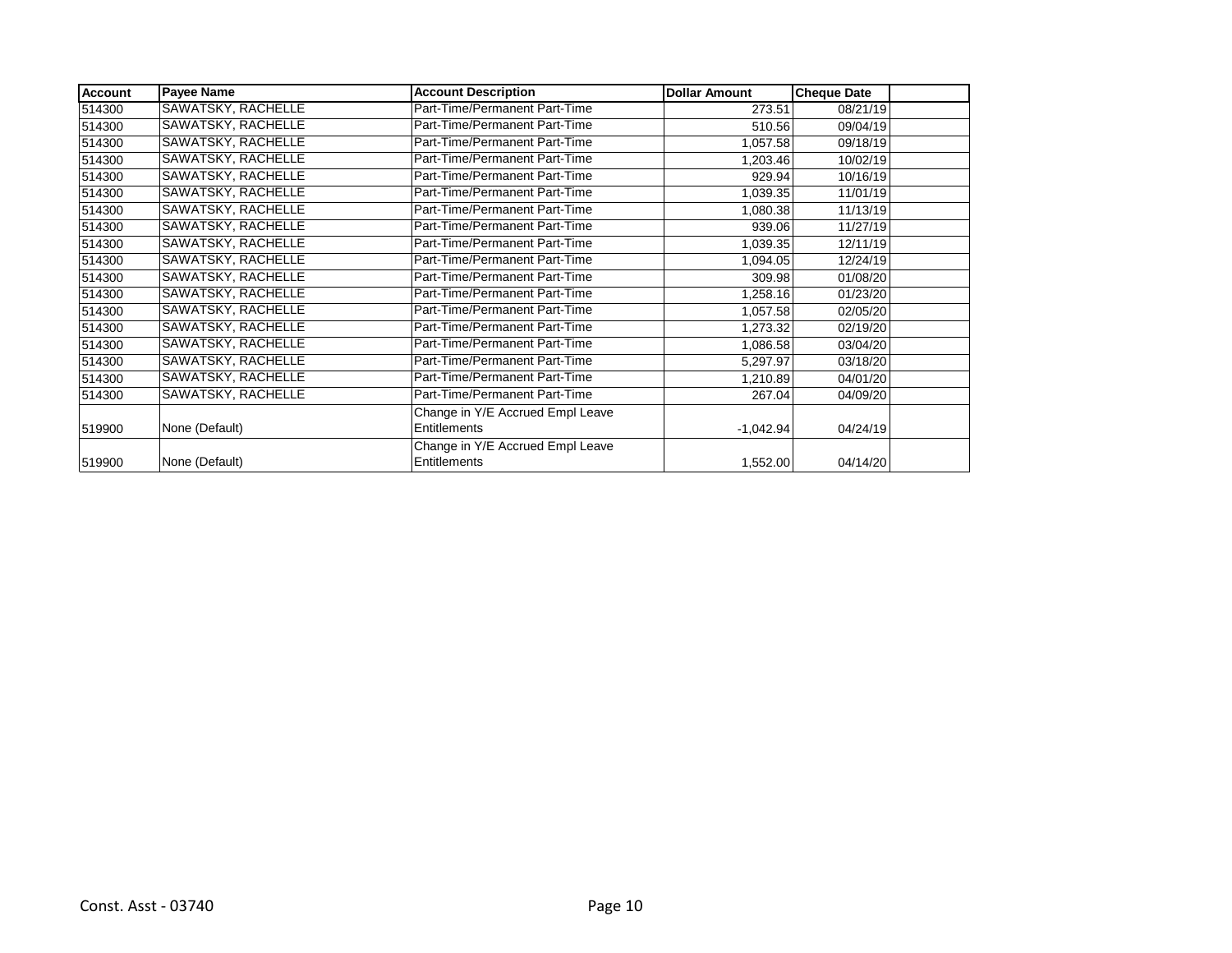| Account | Payee Name | Account Description | Dollar Amount | Cheque Date | |
|---|---|---|---|---|---|
| 514300 | SAWATSKY, RACHELLE | Part-Time/Permanent Part-Time | 273.51 | 08/21/19 | |
| 514300 | SAWATSKY, RACHELLE | Part-Time/Permanent Part-Time | 510.56 | 09/04/19 | |
| 514300 | SAWATSKY, RACHELLE | Part-Time/Permanent Part-Time | 1,057.58 | 09/18/19 | |
| 514300 | SAWATSKY, RACHELLE | Part-Time/Permanent Part-Time | 1,203.46 | 10/02/19 | |
| 514300 | SAWATSKY, RACHELLE | Part-Time/Permanent Part-Time | 929.94 | 10/16/19 | |
| 514300 | SAWATSKY, RACHELLE | Part-Time/Permanent Part-Time | 1,039.35 | 11/01/19 | |
| 514300 | SAWATSKY, RACHELLE | Part-Time/Permanent Part-Time | 1,080.38 | 11/13/19 | |
| 514300 | SAWATSKY, RACHELLE | Part-Time/Permanent Part-Time | 939.06 | 11/27/19 | |
| 514300 | SAWATSKY, RACHELLE | Part-Time/Permanent Part-Time | 1,039.35 | 12/11/19 | |
| 514300 | SAWATSKY, RACHELLE | Part-Time/Permanent Part-Time | 1,094.05 | 12/24/19 | |
| 514300 | SAWATSKY, RACHELLE | Part-Time/Permanent Part-Time | 309.98 | 01/08/20 | |
| 514300 | SAWATSKY, RACHELLE | Part-Time/Permanent Part-Time | 1,258.16 | 01/23/20 | |
| 514300 | SAWATSKY, RACHELLE | Part-Time/Permanent Part-Time | 1,057.58 | 02/05/20 | |
| 514300 | SAWATSKY, RACHELLE | Part-Time/Permanent Part-Time | 1,273.32 | 02/19/20 | |
| 514300 | SAWATSKY, RACHELLE | Part-Time/Permanent Part-Time | 1,086.58 | 03/04/20 | |
| 514300 | SAWATSKY, RACHELLE | Part-Time/Permanent Part-Time | 5,297.97 | 03/18/20 | |
| 514300 | SAWATSKY, RACHELLE | Part-Time/Permanent Part-Time | 1,210.89 | 04/01/20 | |
| 514300 | SAWATSKY, RACHELLE | Part-Time/Permanent Part-Time | 267.04 | 04/09/20 | |
| 519900 | None (Default) | Change in Y/E Accrued Empl Leave Entitlements | -1,042.94 | 04/24/19 | |
| 519900 | None (Default) | Change in Y/E Accrued Empl Leave Entitlements | 1,552.00 | 04/14/20 | |

Const. Asst - 03740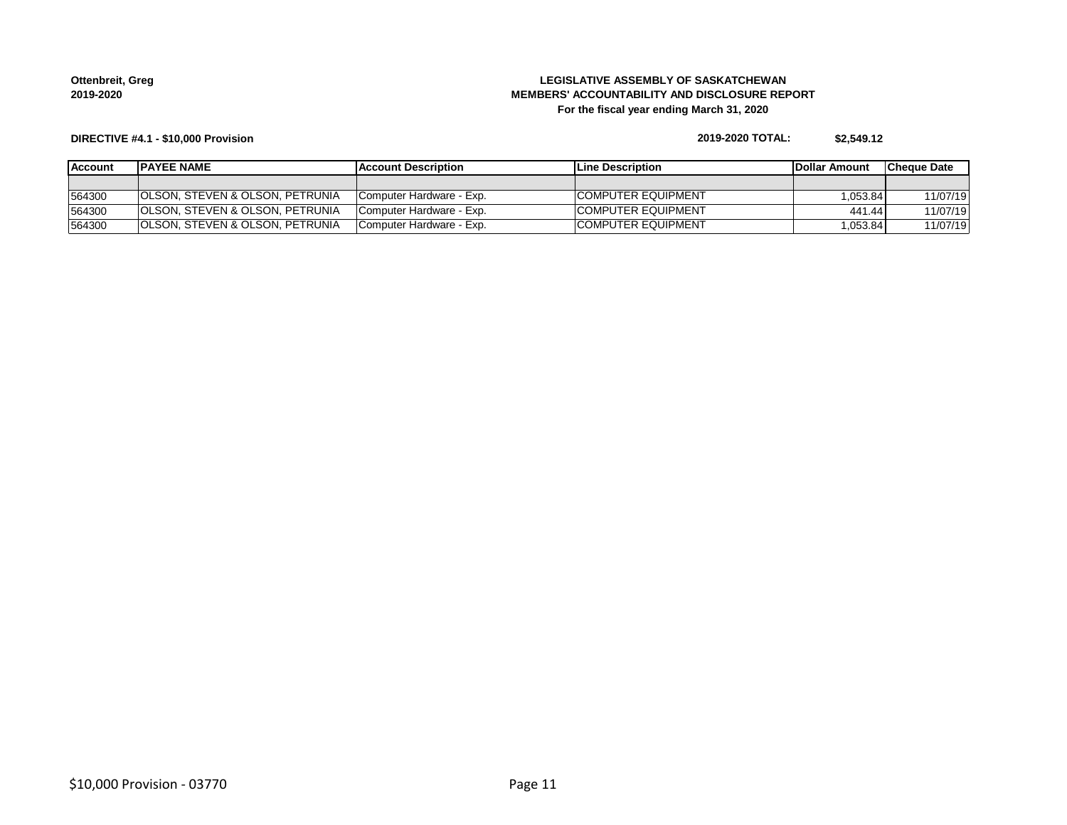**Ottenbreit, Greg**
**2019-2020**

**LEGISLATIVE ASSEMBLY OF SASKATCHEWAN**
**MEMBERS' ACCOUNTABILITY AND DISCLOSURE REPORT**
**For the fiscal year ending March 31, 2020**

**DIRECTIVE #4.1 - $10,000 Provision** **2019-2020 TOTAL: $2,549.12**

| Account | PAYEE NAME | Account Description | Line Description | Dollar Amount | Cheque Date |
|---|---|---|---|---|---|
| | | | | | |
| 564300 | OLSON, STEVEN & OLSON, PETRUNIA | Computer Hardware - Exp. | COMPUTER EQUIPMENT | 1,053.84 | 11/07/19 |
| 564300 | OLSON, STEVEN & OLSON, PETRUNIA | Computer Hardware - Exp. | COMPUTER EQUIPMENT | 441.44 | 11/07/19 |
| 564300 | OLSON, STEVEN & OLSON, PETRUNIA | Computer Hardware - Exp. | COMPUTER EQUIPMENT | 1,053.84 | 11/07/19 |

$10,000 Provision - 03770